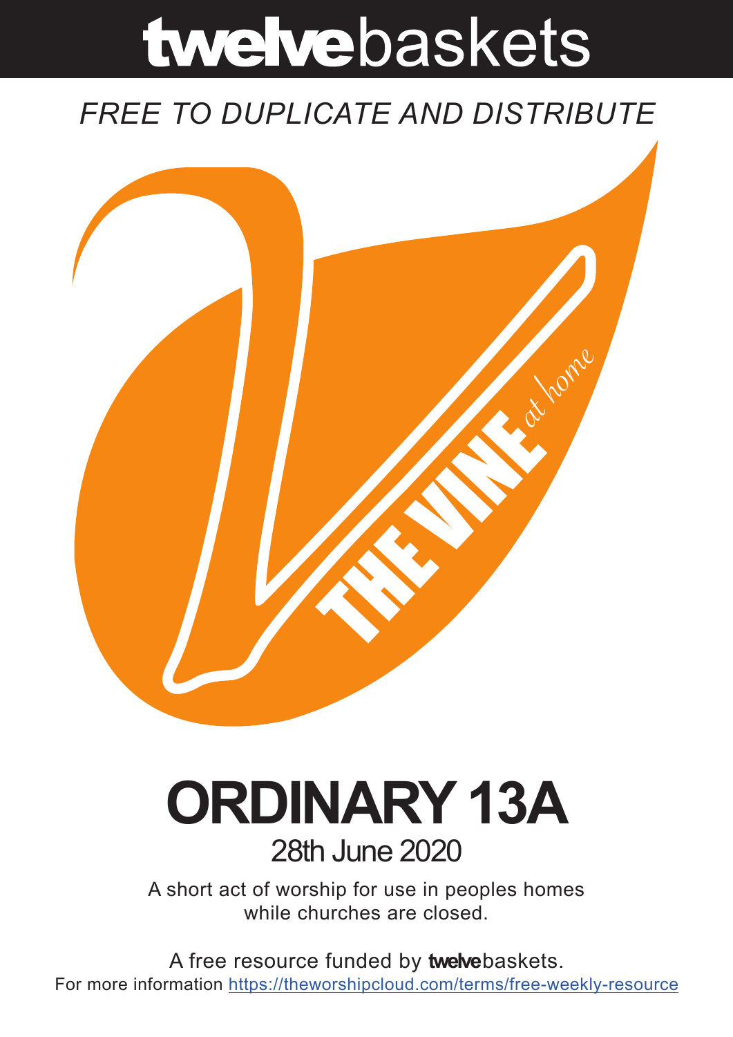# twelvebaskets

*FREE TO DUPLICATE AND DISTRIBUTE*

THE VINE *at home*

# ORDINARY 13A

## 28th June 2020

A short act of worship for use in peoples homes while churches are closed.

A free resource funded by **twelve**baskets.

For more information https://theworshipcloud.com/terms/free-weekly-resource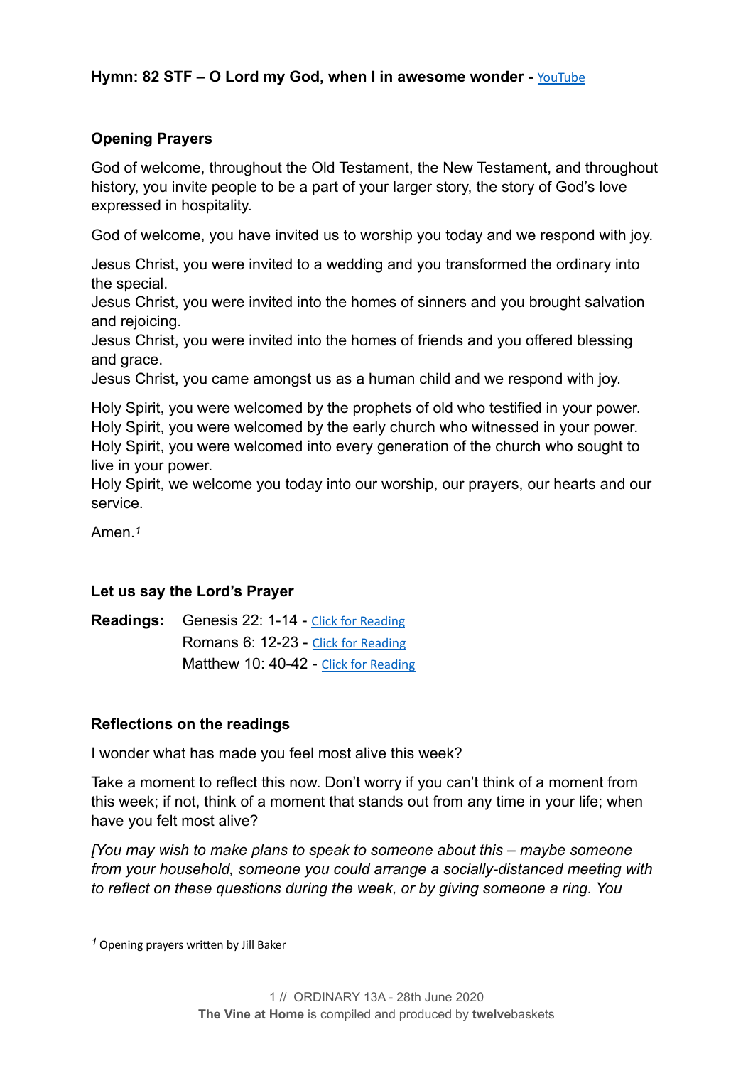**Hymn: 82 STF – O Lord my God, when I in awesome wonder -** YouTube

**Opening Prayers**

God of welcome, throughout the Old Testament, the New Testament, and throughout history, you invite people to be a part of your larger story, the story of God's love expressed in hospitality.

God of welcome, you have invited us to worship you today and we respond with joy.

Jesus Christ, you were invited to a wedding and you transformed the ordinary into the special.
Jesus Christ, you were invited into the homes of sinners and you brought salvation and rejoicing.
Jesus Christ, you were invited into the homes of friends and you offered blessing and grace.
Jesus Christ, you came amongst us as a human child and we respond with joy.

Holy Spirit, you were welcomed by the prophets of old who testified in your power.
Holy Spirit, you were welcomed by the early church who witnessed in your power.
Holy Spirit, you were welcomed into every generation of the church who sought to live in your power.
Holy Spirit, we welcome you today into our worship, our prayers, our hearts and our service.

Amen.[1]

**Let us say the Lord's Prayer**

**Readings:** Genesis 22: 1-14 - Click for Reading
Romans 6: 12-23 - Click for Reading
Matthew 10: 40-42 - Click for Reading

**Reflections on the readings**

I wonder what has made you feel most alive this week?

Take a moment to reflect this now. Don't worry if you can't think of a moment from this week; if not, think of a moment that stands out from any time in your life; when have you felt most alive?

*[You may wish to make plans to speak to someone about this – maybe someone from your household, someone you could arrange a socially-distanced meeting with to reflect on these questions during the week, or by giving someone a ring. You*

[1] Opening prayers written by Jill Baker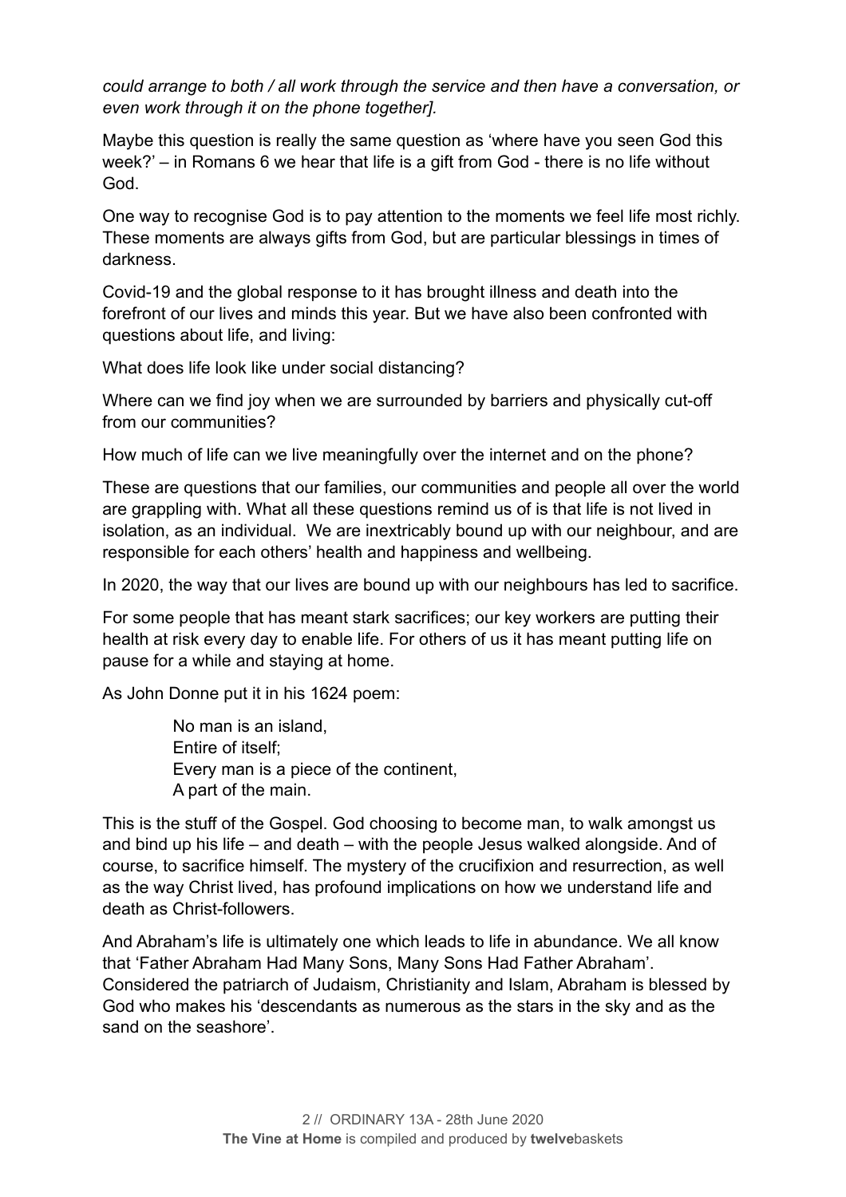*could arrange to both / all work through the service and then have a conversation, or even work through it on the phone together].*

Maybe this question is really the same question as 'where have you seen God this week?' – in Romans 6 we hear that life is a gift from God - there is no life without God.

One way to recognise God is to pay attention to the moments we feel life most richly. These moments are always gifts from God, but are particular blessings in times of darkness.

Covid-19 and the global response to it has brought illness and death into the forefront of our lives and minds this year. But we have also been confronted with questions about life, and living:

What does life look like under social distancing?

Where can we find joy when we are surrounded by barriers and physically cut-off from our communities?

How much of life can we live meaningfully over the internet and on the phone?

These are questions that our families, our communities and people all over the world are grappling with. What all these questions remind us of is that life is not lived in isolation, as an individual. We are inextricably bound up with our neighbour, and are responsible for each others' health and happiness and wellbeing.

In 2020, the way that our lives are bound up with our neighbours has led to sacrifice.

For some people that has meant stark sacrifices; our key workers are putting their health at risk every day to enable life. For others of us it has meant putting life on pause for a while and staying at home.

As John Donne put it in his 1624 poem:

> No man is an island,
> Entire of itself;
> Every man is a piece of the continent,
> A part of the main.

This is the stuff of the Gospel. God choosing to become man, to walk amongst us and bind up his life – and death – with the people Jesus walked alongside. And of course, to sacrifice himself. The mystery of the crucifixion and resurrection, as well as the way Christ lived, has profound implications on how we understand life and death as Christ-followers.

And Abraham's life is ultimately one which leads to life in abundance. We all know that 'Father Abraham Had Many Sons, Many Sons Had Father Abraham'. Considered the patriarch of Judaism, Christianity and Islam, Abraham is blessed by God who makes his 'descendants as numerous as the stars in the sky and as the sand on the seashore'.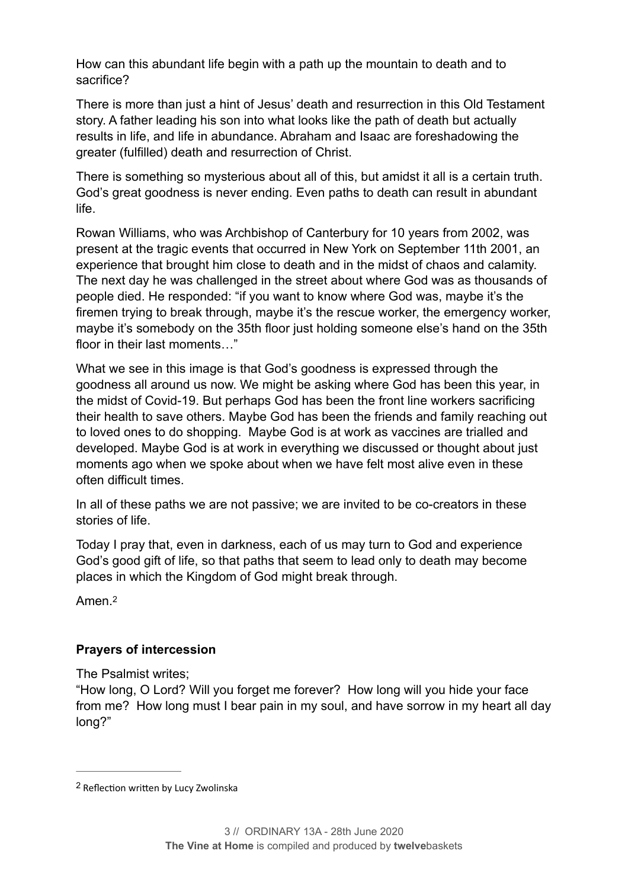How can this abundant life begin with a path up the mountain to death and to sacrifice?

There is more than just a hint of Jesus' death and resurrection in this Old Testament story. A father leading his son into what looks like the path of death but actually results in life, and life in abundance. Abraham and Isaac are foreshadowing the greater (fulfilled) death and resurrection of Christ.

There is something so mysterious about all of this, but amidst it all is a certain truth. God's great goodness is never ending. Even paths to death can result in abundant life.

Rowan Williams, who was Archbishop of Canterbury for 10 years from 2002, was present at the tragic events that occurred in New York on September 11th 2001, an experience that brought him close to death and in the midst of chaos and calamity. The next day he was challenged in the street about where God was as thousands of people died. He responded: "if you want to know where God was, maybe it's the firemen trying to break through, maybe it's the rescue worker, the emergency worker, maybe it's somebody on the 35th floor just holding someone else's hand on the 35th floor in their last moments…"

What we see in this image is that God's goodness is expressed through the goodness all around us now. We might be asking where God has been this year, in the midst of Covid-19. But perhaps God has been the front line workers sacrificing their health to save others. Maybe God has been the friends and family reaching out to loved ones to do shopping. Maybe God is at work as vaccines are trialled and developed. Maybe God is at work in everything we discussed or thought about just moments ago when we spoke about when we have felt most alive even in these often difficult times.

In all of these paths we are not passive; we are invited to be co-creators in these stories of life.

Today I pray that, even in darkness, each of us may turn to God and experience God's good gift of life, so that paths that seem to lead only to death may become places in which the Kingdom of God might break through.

Amen.[2]

**Prayers of intercession**

The Psalmist writes;
"How long, O Lord? Will you forget me forever? How long will you hide your face from me? How long must I bear pain in my soul, and have sorrow in my heart all day long?"

---

[2] Reflection written by Lucy Zwolinska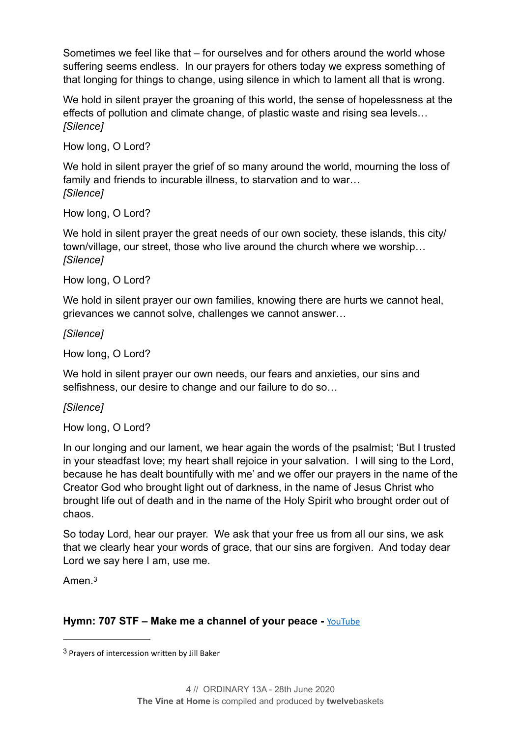Sometimes we feel like that – for ourselves and for others around the world whose suffering seems endless. In our prayers for others today we express something of that longing for things to change, using silence in which to lament all that is wrong.

We hold in silent prayer the groaning of this world, the sense of hopelessness at the effects of pollution and climate change, of plastic waste and rising sea levels…
*[Silence]*

How long, O Lord?

We hold in silent prayer the grief of so many around the world, mourning the loss of family and friends to incurable illness, to starvation and to war…
*[Silence]*

How long, O Lord?

We hold in silent prayer the great needs of our own society, these islands, this city/town/village, our street, those who live around the church where we worship…
*[Silence]*

How long, O Lord?

We hold in silent prayer our own families, knowing there are hurts we cannot heal, grievances we cannot solve, challenges we cannot answer…

*[Silence]*

How long, O Lord?

We hold in silent prayer our own needs, our fears and anxieties, our sins and selfishness, our desire to change and our failure to do so…

*[Silence]*

How long, O Lord?

In our longing and our lament, we hear again the words of the psalmist; 'But I trusted in your steadfast love; my heart shall rejoice in your salvation. I will sing to the Lord, because he has dealt bountifully with me' and we offer our prayers in the name of the Creator God who brought light out of darkness, in the name of Jesus Christ who brought life out of death and in the name of the Holy Spirit who brought order out of chaos.

So today Lord, hear our prayer. We ask that your free us from all our sins, we ask that we clearly hear your words of grace, that our sins are forgiven. And today dear Lord we say here I am, use me.

Amen.[3]

**Hymn: 707 STF – Make me a channel of your peace -** YouTube

---

[3] Prayers of intercession written by Jill Baker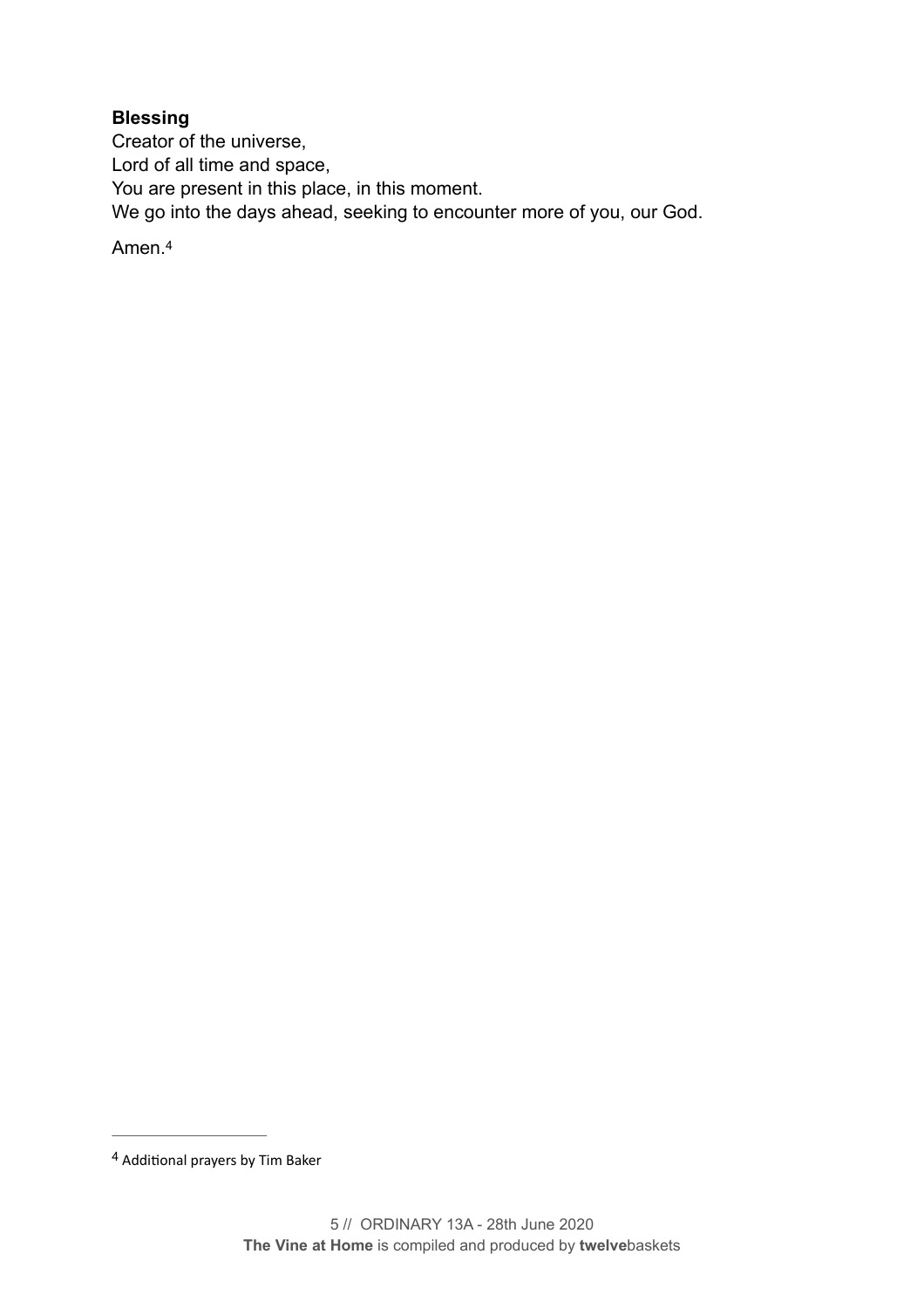**Blessing**

Creator of the universe,
Lord of all time and space,
You are present in this place, in this moment.
We go into the days ahead, seeking to encounter more of you, our God.

Amen.[4]

---

[4] Additional prayers by Tim Baker